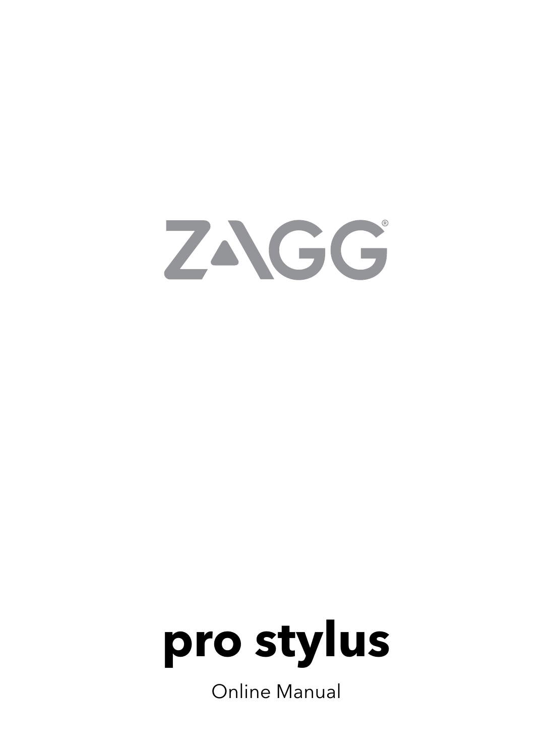ZAGG®

# pro stylus

Online Manual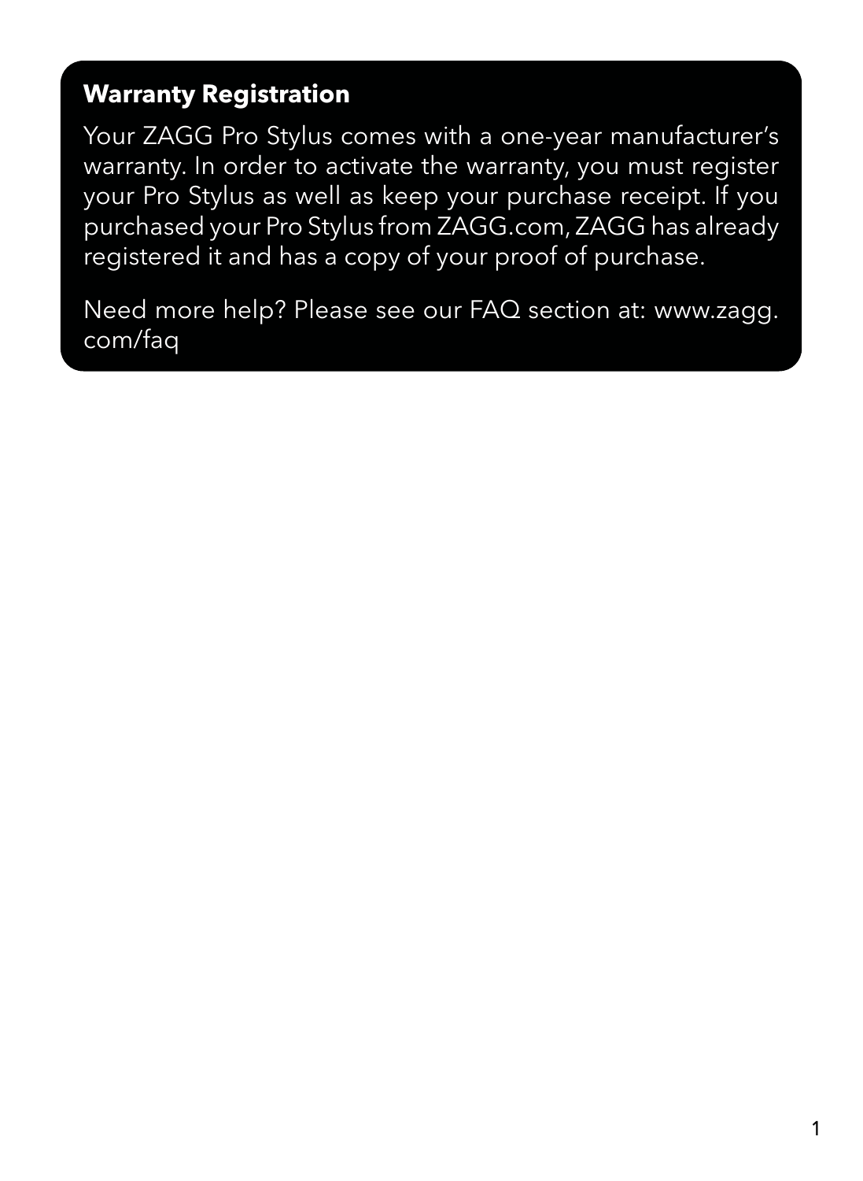## Warranty Registration

Your ZAGG Pro Stylus comes with a one-year manufacturer's warranty. In order to activate the warranty, you must register your Pro Stylus as well as keep your purchase receipt. If you purchased your Pro Stylus from ZAGG.com, ZAGG has already registered it and has a copy of your proof of purchase.

Need more help? Please see our FAQ section at: www.zagg.com/faq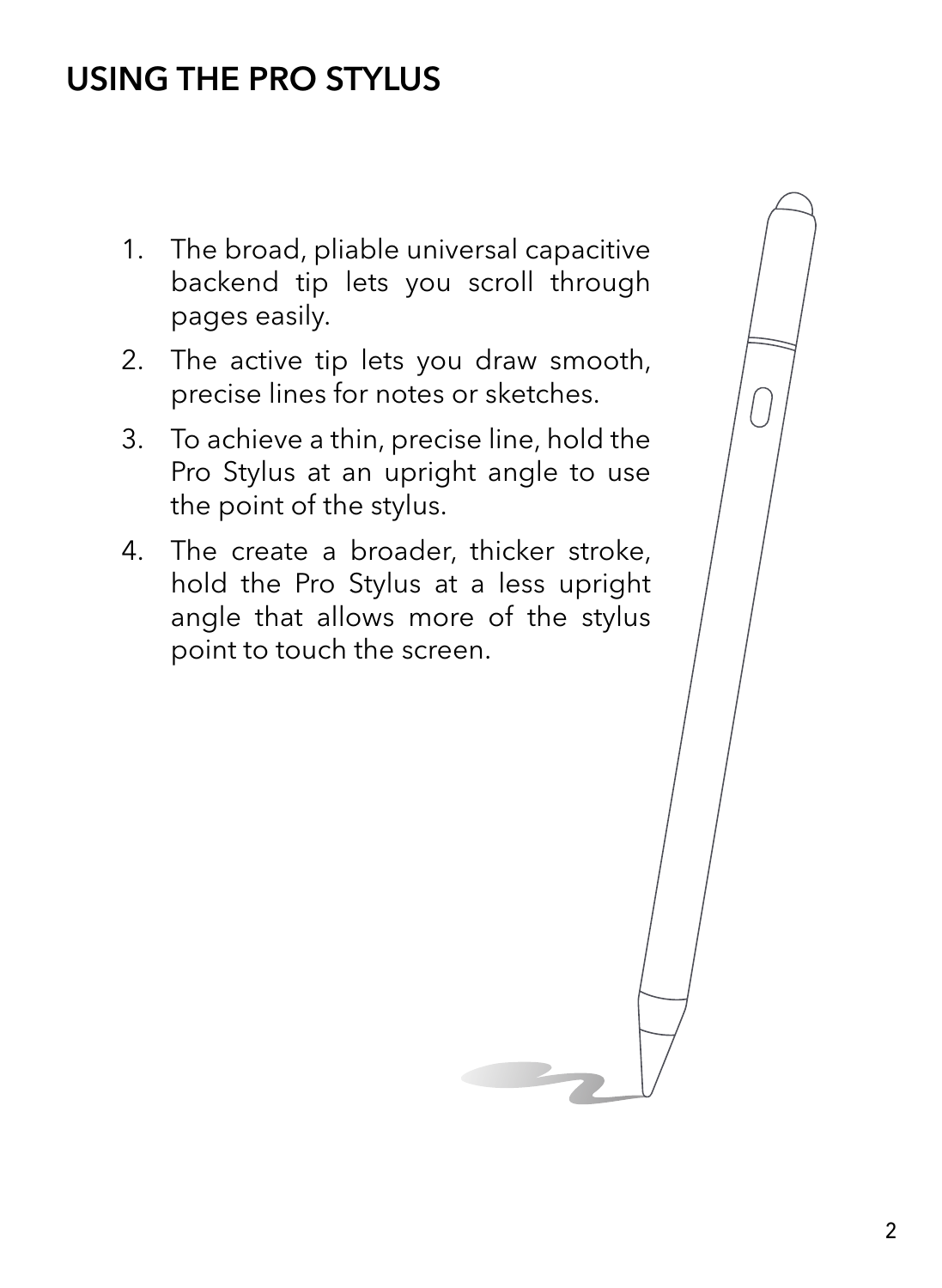## USING THE PRO STYLUS

1. The broad, pliable universal capacitive backend tip lets you scroll through pages easily.
2. The active tip lets you draw smooth, precise lines for notes or sketches.
3. To achieve a thin, precise line, hold the Pro Stylus at an upright angle to use the point of the stylus.
4. The create a broader, thicker stroke, hold the Pro Stylus at a less upright angle that allows more of the stylus point to touch the screen.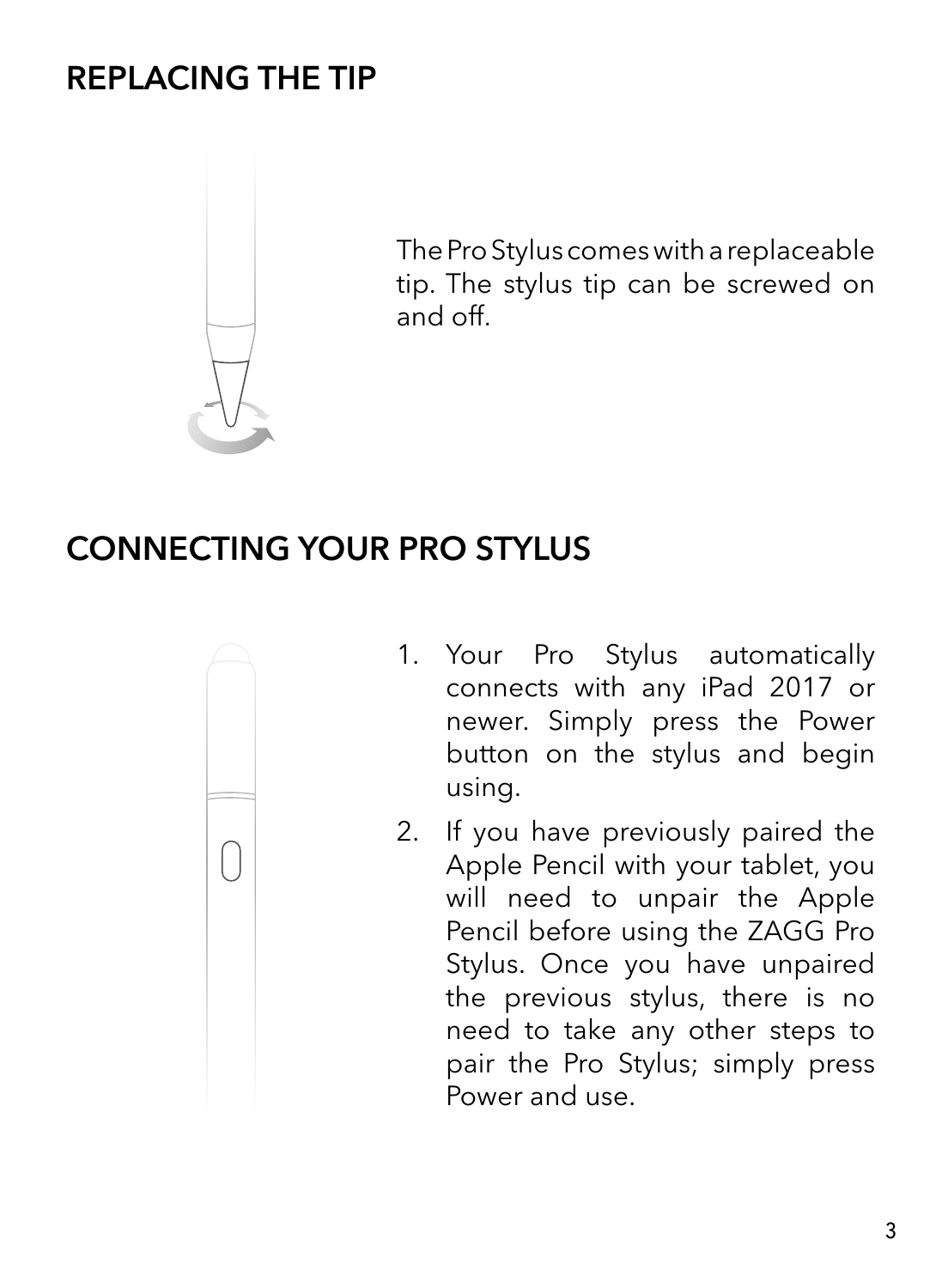## REPLACING THE TIP

The Pro Stylus comes with a replaceable tip. The stylus tip can be screwed on and off.

## CONNECTING YOUR PRO STYLUS

1. Your Pro Stylus automatically connects with any iPad 2017 or newer. Simply press the Power button on the stylus and begin using.
2. If you have previously paired the Apple Pencil with your tablet, you will need to unpair the Apple Pencil before using the ZAGG Pro Stylus. Once you have unpaired the previous stylus, there is no need to take any other steps to pair the Pro Stylus; simply press Power and use.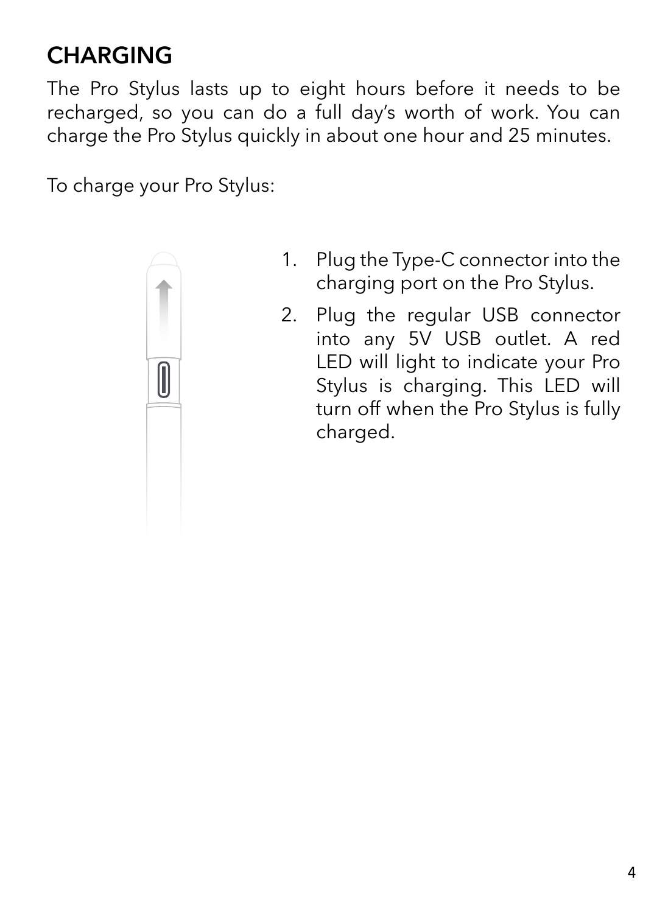## CHARGING

The Pro Stylus lasts up to eight hours before it needs to be recharged, so you can do a full day's worth of work. You can charge the Pro Stylus quickly in about one hour and 25 minutes.

To charge your Pro Stylus:

1. Plug the Type-C connector into the charging port on the Pro Stylus.
2. Plug the regular USB connector into any 5V USB outlet. A red LED will light to indicate your Pro Stylus is charging. This LED will turn off when the Pro Stylus is fully charged.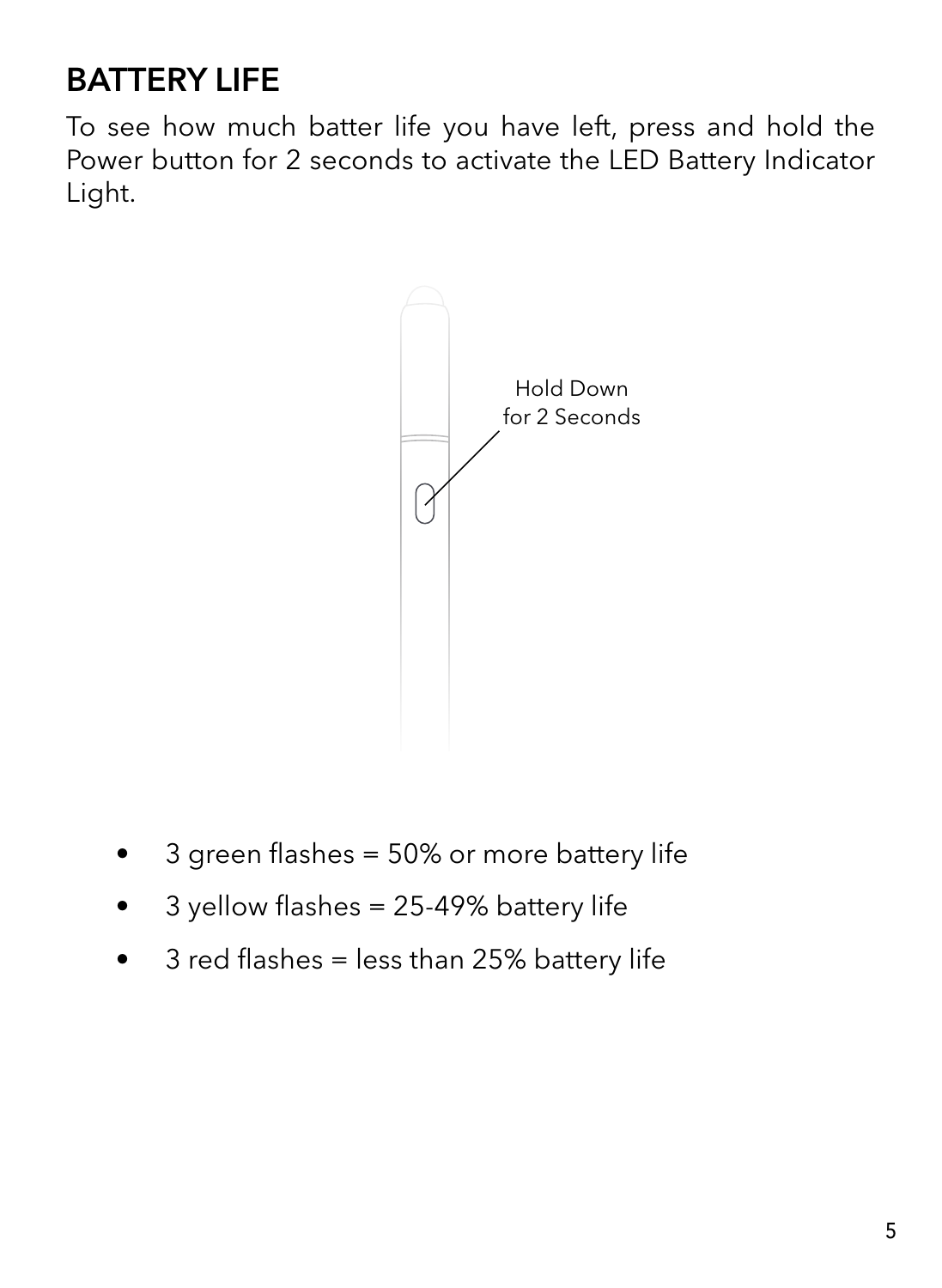## BATTERY LIFE

To see how much batter life you have left, press and hold the Power button for 2 seconds to activate the LED Battery Indicator Light.

Hold Down for 2 Seconds

- 3 green flashes = 50% or more battery life
- 3 yellow flashes = 25-49% battery life
- 3 red flashes = less than 25% battery life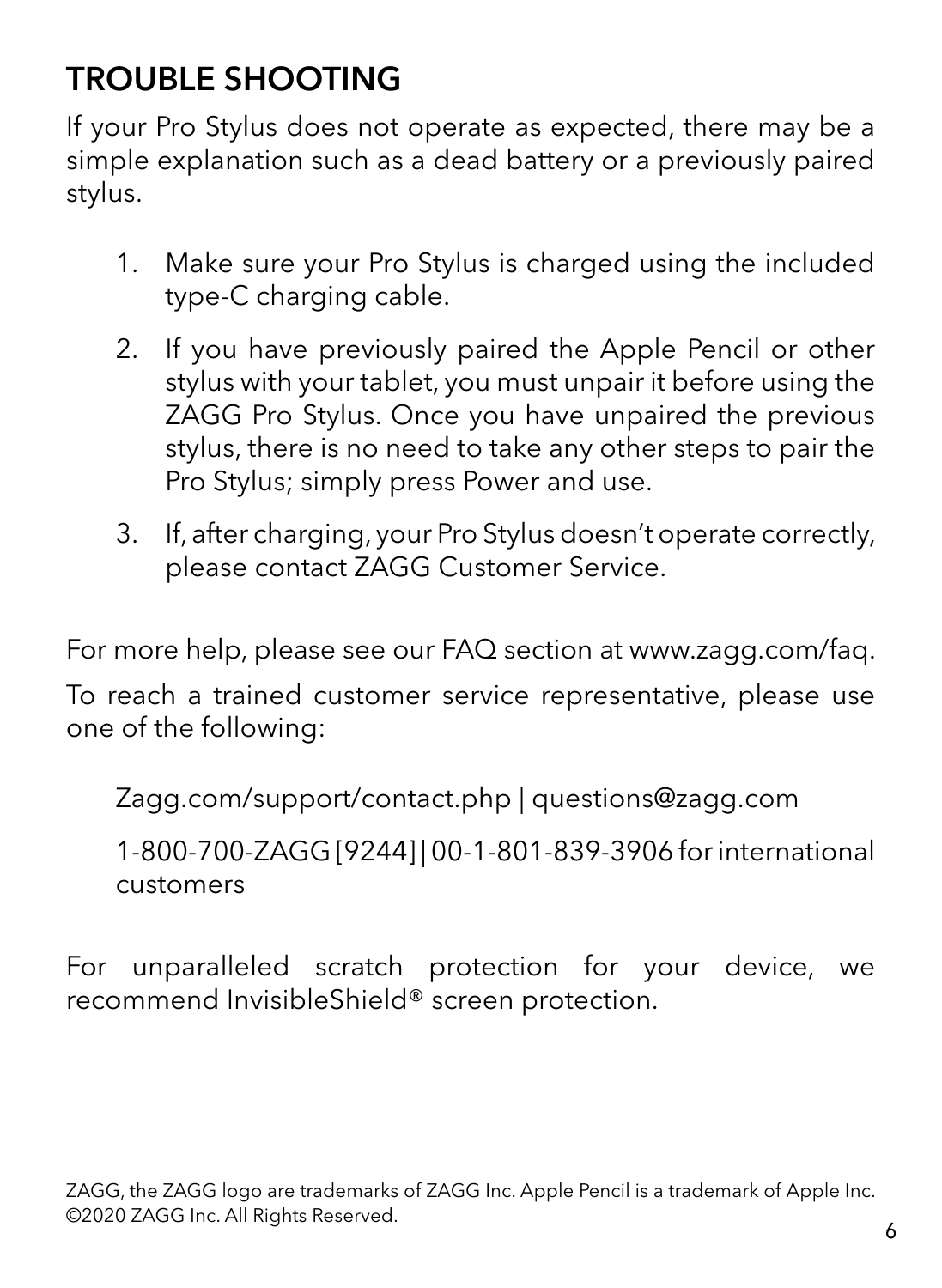## TROUBLE SHOOTING

If your Pro Stylus does not operate as expected, there may be a simple explanation such as a dead battery or a previously paired stylus.

1. Make sure your Pro Stylus is charged using the included type-C charging cable.
2. If you have previously paired the Apple Pencil or other stylus with your tablet, you must unpair it before using the ZAGG Pro Stylus. Once you have unpaired the previous stylus, there is no need to take any other steps to pair the Pro Stylus; simply press Power and use.
3. If, after charging, your Pro Stylus doesn't operate correctly, please contact ZAGG Customer Service.

For more help, please see our FAQ section at www.zagg.com/faq.

To reach a trained customer service representative, please use one of the following:

Zagg.com/support/contact.php | questions@zagg.com

1-800-700-ZAGG [9244] | 00-1-801-839-3906 for international customers

For unparalleled scratch protection for your device, we recommend InvisibleShield® screen protection.

ZAGG, the ZAGG logo are trademarks of ZAGG Inc. Apple Pencil is a trademark of Apple Inc. ©2020 ZAGG Inc. All Rights Reserved.